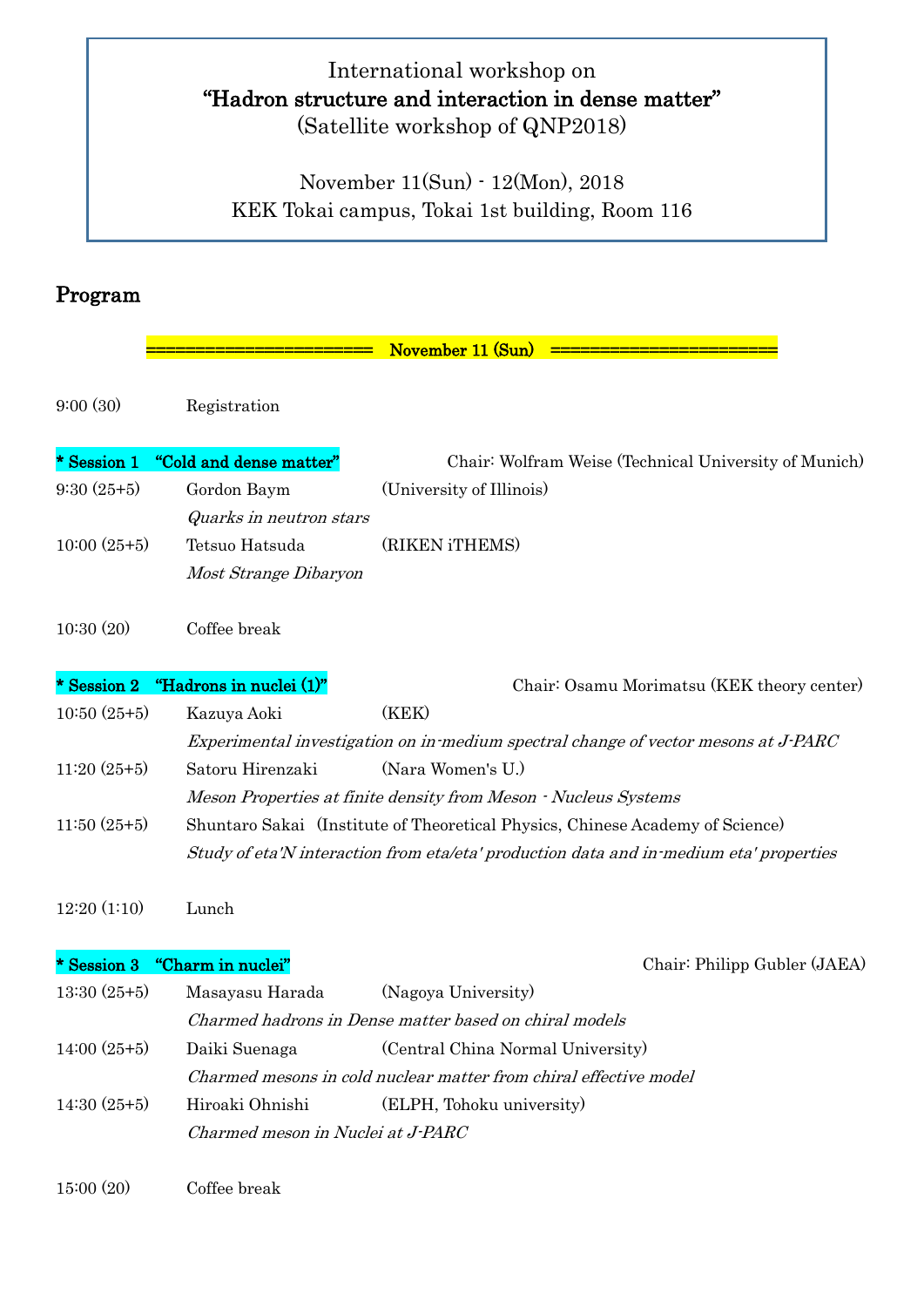International workshop on

**"Hadron structure and interaction in dense matter"**

(Satellite workshop of QNP2018)

November 11(Sun) - 12(Mon), 2018

KEK Tokai campus, Tokai 1st building, Room 116

## Program

**====================== November 11 (Sun) ======================**

9:00 (30) Registration

**\* Session 1 "Cold and dense matter"** Chair: Wolfram Weise (Technical University of Munich)

9:30 (25+5) Gordon Baym (University of Illinois)
*Quarks in neutron stars*

10:00 (25+5) Tetsuo Hatsuda (RIKEN iTHEMS)
*Most Strange Dibaryon*

10:30 (20) Coffee break

**\* Session 2 "Hadrons in nuclei (1)"** Chair: Osamu Morimatsu (KEK theory center)

10:50 (25+5) Kazuya Aoki (KEK)
*Experimental investigation on in-medium spectral change of vector mesons at J-PARC*

11:20 (25+5) Satoru Hirenzaki (Nara Women's U.)
*Meson Properties at finite density from Meson - Nucleus Systems*

11:50 (25+5) Shuntaro Sakai (Institute of Theoretical Physics, Chinese Academy of Science)
*Study of eta'N interaction from eta/eta' production data and in-medium eta' properties*

12:20 (1:10) Lunch

**\* Session 3 "Charm in nuclei"** Chair: Philipp Gubler (JAEA)

13:30 (25+5) Masayasu Harada (Nagoya University)
*Charmed hadrons in Dense matter based on chiral models*

14:00 (25+5) Daiki Suenaga (Central China Normal University)
*Charmed mesons in cold nuclear matter from chiral effective model*

14:30 (25+5) Hiroaki Ohnishi (ELPH, Tohoku university)
*Charmed meson in Nuclei at J-PARC*

15:00 (20) Coffee break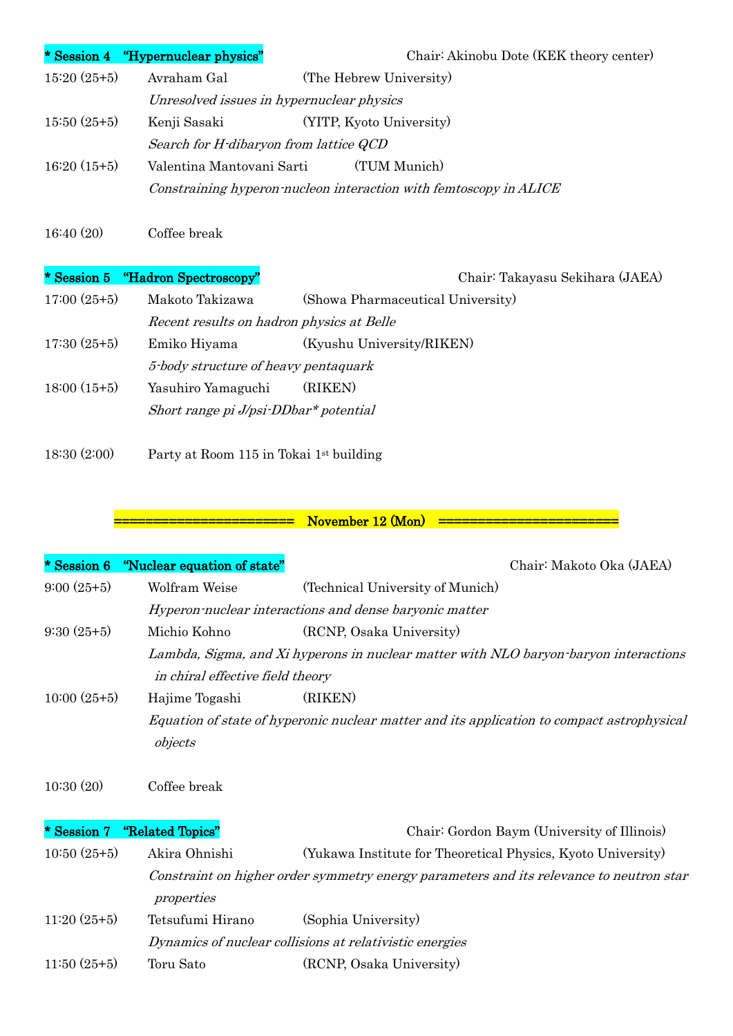**\* Session 4 "Hypernuclear physics"** Chair: Akinobu Dote (KEK theory center)

15:20 (25+5) Avraham Gal (The Hebrew University)
*Unresolved issues in hypernuclear physics*

15:50 (25+5) Kenji Sasaki (YITP, Kyoto University)
*Search for H-dibaryon from lattice QCD*

16:20 (15+5) Valentina Mantovani Sarti (TUM Munich)
*Constraining hyperon-nucleon interaction with femtoscopy in ALICE*

16:40 (20) Coffee break

**\* Session 5 "Hadron Spectroscopy"** Chair: Takayasu Sekihara (JAEA)

17:00 (25+5) Makoto Takizawa (Showa Pharmaceutical University)
*Recent results on hadron physics at Belle*

17:30 (25+5) Emiko Hiyama (Kyushu University/RIKEN)
*5-body structure of heavy pentaquark*

18:00 (15+5) Yasuhiro Yamaguchi (RIKEN)
*Short range pi J/psi-DDbar\* potential*

18:30 (2:00) Party at Room 115 in Tokai 1st building

**====================== November 12 (Mon) ======================**

**\* Session 6 "Nuclear equation of state"** Chair: Makoto Oka (JAEA)

9:00 (25+5) Wolfram Weise (Technical University of Munich)
*Hyperon-nuclear interactions and dense baryonic matter*

9:30 (25+5) Michio Kohno (RCNP, Osaka University)
*Lambda, Sigma, and Xi hyperons in nuclear matter with NLO baryon-baryon interactions in chiral effective field theory*

10:00 (25+5) Hajime Togashi (RIKEN)
*Equation of state of hyperonic nuclear matter and its application to compact astrophysical objects*

10:30 (20) Coffee break

**\* Session 7 "Related Topics"** Chair: Gordon Baym (University of Illinois)

10:50 (25+5) Akira Ohnishi (Yukawa Institute for Theoretical Physics, Kyoto University)
*Constraint on higher order symmetry energy parameters and its relevance to neutron star properties*

11:20 (25+5) Tetsufumi Hirano (Sophia University)
*Dynamics of nuclear collisions at relativistic energies*

11:50 (25+5) Toru Sato (RCNP, Osaka University)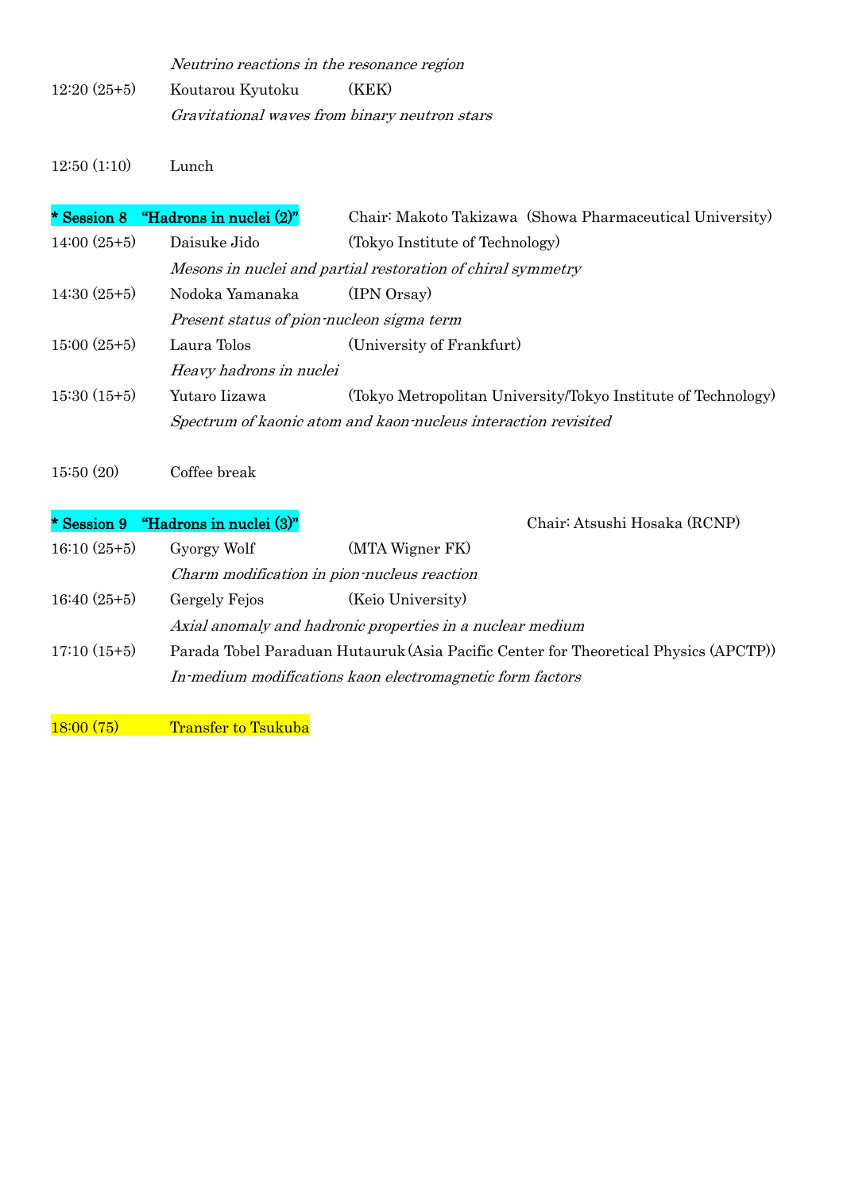*Neutrino reactions in the resonance region*

12:20 (25+5) Koutarou Kyutoku (KEK)

*Gravitational waves from binary neutron stars*

12:50 (1:10) Lunch

**\* Session 8 "Hadrons in nuclei (2)"** Chair: Makoto Takizawa (Showa Pharmaceutical University)

14:00 (25+5) Daisuke Jido (Tokyo Institute of Technology)

*Mesons in nuclei and partial restoration of chiral symmetry*

14:30 (25+5) Nodoka Yamanaka (IPN Orsay)

*Present status of pion-nucleon sigma term*

15:00 (25+5) Laura Tolos (University of Frankfurt)

*Heavy hadrons in nuclei*

15:30 (15+5) Yutaro Iizawa (Tokyo Metropolitan University/Tokyo Institute of Technology)

*Spectrum of kaonic atom and kaon-nucleus interaction revisited*

15:50 (20) Coffee break

**\* Session 9 "Hadrons in nuclei (3)"** Chair: Atsushi Hosaka (RCNP)

16:10 (25+5) Gyorgy Wolf (MTA Wigner FK)

*Charm modification in pion-nucleus reaction*

16:40 (25+5) Gergely Fejos (Keio University)

*Axial anomaly and hadronic properties in a nuclear medium*

17:10 (15+5) Parada Tobel Paraduan Hutauruk (Asia Pacific Center for Theoretical Physics (APCTP))

*In-medium modifications kaon electromagnetic form factors*

18:00 (75) Transfer to Tsukuba